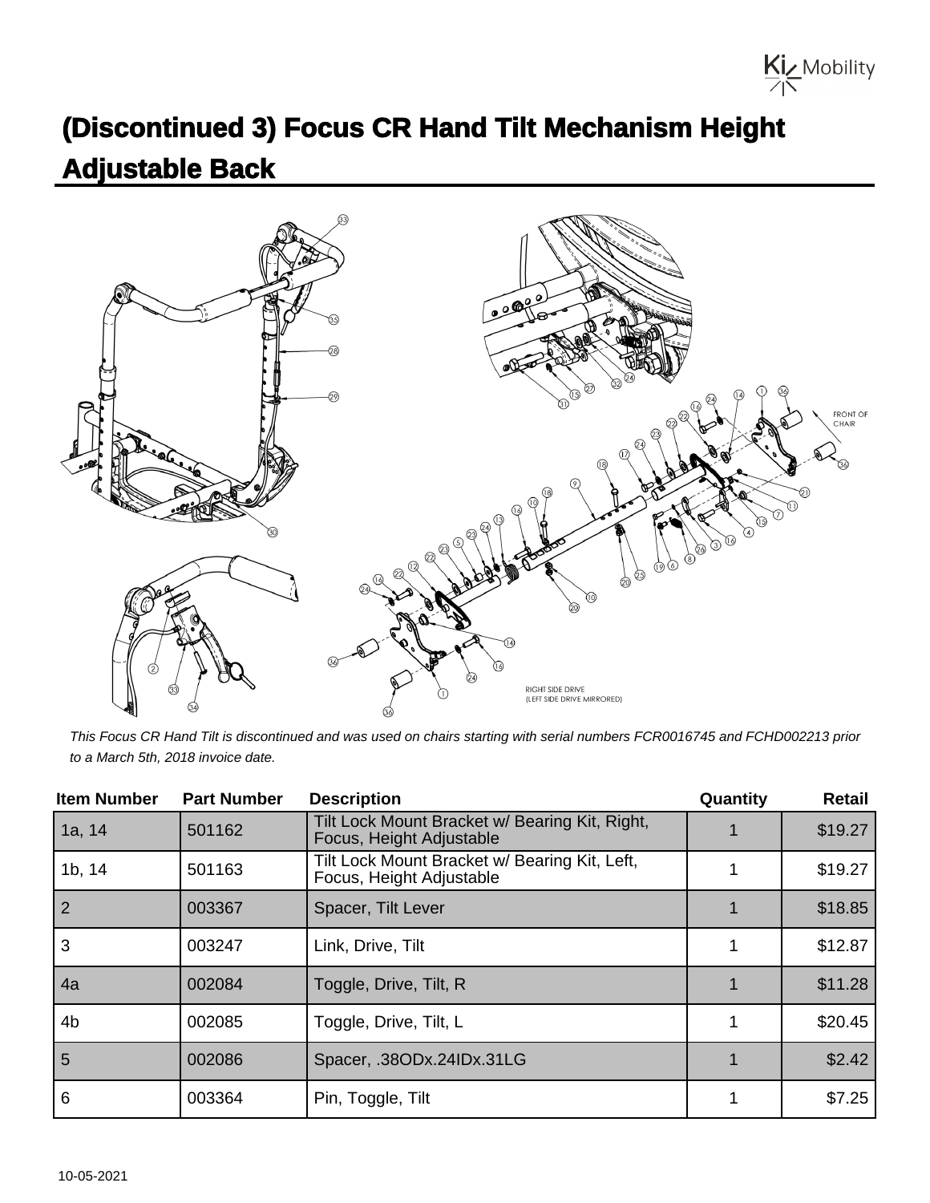# (Discontinued 3) Focus CR Hand Tilt Mechanism Height Adjustable Back

*This Focus CR Hand Tilt is discontinued and was used on chairs starting with serial numbers FCR0016745 and FCHD002213 prior to a March 5th, 2018 invoice date.*

| Item Number | Part Number | Description | Quantity | Retail |
|---|---|---|---|---|
| 1a, 14 | 501162 | Tilt Lock Mount Bracket w/ Bearing Kit, Right, Focus, Height Adjustable | 1 | $19.27 |
| 1b, 14 | 501163 | Tilt Lock Mount Bracket w/ Bearing Kit, Left, Focus, Height Adjustable | 1 | $19.27 |
| 2 | 003367 | Spacer, Tilt Lever | 1 | $18.85 |
| 3 | 003247 | Link, Drive, Tilt | 1 | $12.87 |
| 4a | 002084 | Toggle, Drive, Tilt, R | 1 | $11.28 |
| 4b | 002085 | Toggle, Drive, Tilt, L | 1 | $20.45 |
| 5 | 002086 | Spacer, .38ODx.24IDx.31LG | 1 | $2.42 |
| 6 | 003364 | Pin, Toggle, Tilt | 1 | $7.25 |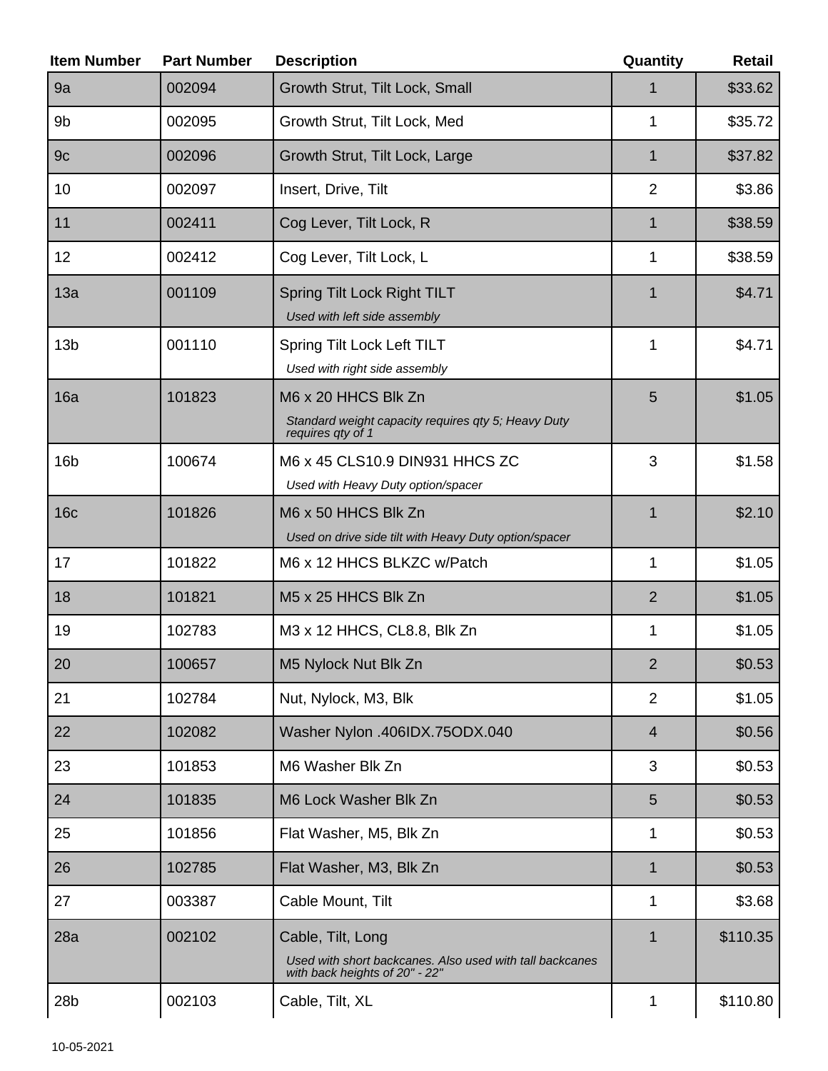| Item Number | Part Number | Description | Quantity | Retail |
| --- | --- | --- | --- | --- |
| 9a | 002094 | Growth Strut, Tilt Lock, Small | 1 | $33.62 |
| 9b | 002095 | Growth Strut, Tilt Lock, Med | 1 | $35.72 |
| 9c | 002096 | Growth Strut, Tilt Lock, Large | 1 | $37.82 |
| 10 | 002097 | Insert, Drive, Tilt | 2 | $3.86 |
| 11 | 002411 | Cog Lever, Tilt Lock, R | 1 | $38.59 |
| 12 | 002412 | Cog Lever, Tilt Lock, L | 1 | $38.59 |
| 13a | 001109 | Spring Tilt Lock Right TILT<br>*Used with left side assembly* | 1 | $4.71 |
| 13b | 001110 | Spring Tilt Lock Left TILT<br>*Used with right side assembly* | 1 | $4.71 |
| 16a | 101823 | M6 x 20 HHCS Blk Zn<br>*Standard weight capacity requires qty 5; Heavy Duty requires qty of 1* | 5 | $1.05 |
| 16b | 100674 | M6 x 45 CLS10.9 DIN931 HHCS ZC<br>*Used with Heavy Duty option/spacer* | 3 | $1.58 |
| 16c | 101826 | M6 x 50 HHCS Blk Zn<br>*Used on drive side tilt with Heavy Duty option/spacer* | 1 | $2.10 |
| 17 | 101822 | M6 x 12 HHCS BLKZC w/Patch | 1 | $1.05 |
| 18 | 101821 | M5 x 25 HHCS Blk Zn | 2 | $1.05 |
| 19 | 102783 | M3 x 12 HHCS, CL8.8, Blk Zn | 1 | $1.05 |
| 20 | 100657 | M5 Nylock Nut Blk Zn | 2 | $0.53 |
| 21 | 102784 | Nut, Nylock, M3, Blk | 2 | $1.05 |
| 22 | 102082 | Washer Nylon .406IDX.75ODX.040 | 4 | $0.56 |
| 23 | 101853 | M6 Washer Blk Zn | 3 | $0.53 |
| 24 | 101835 | M6 Lock Washer Blk Zn | 5 | $0.53 |
| 25 | 101856 | Flat Washer, M5, Blk Zn | 1 | $0.53 |
| 26 | 102785 | Flat Washer, M3, Blk Zn | 1 | $0.53 |
| 27 | 003387 | Cable Mount, Tilt | 1 | $3.68 |
| 28a | 002102 | Cable, Tilt, Long<br>*Used with short backcanes. Also used with tall backcanes with back heights of 20" - 22"* | 1 | $110.35 |
| 28b | 002103 | Cable, Tilt, XL | 1 | $110.80 |

10-05-2021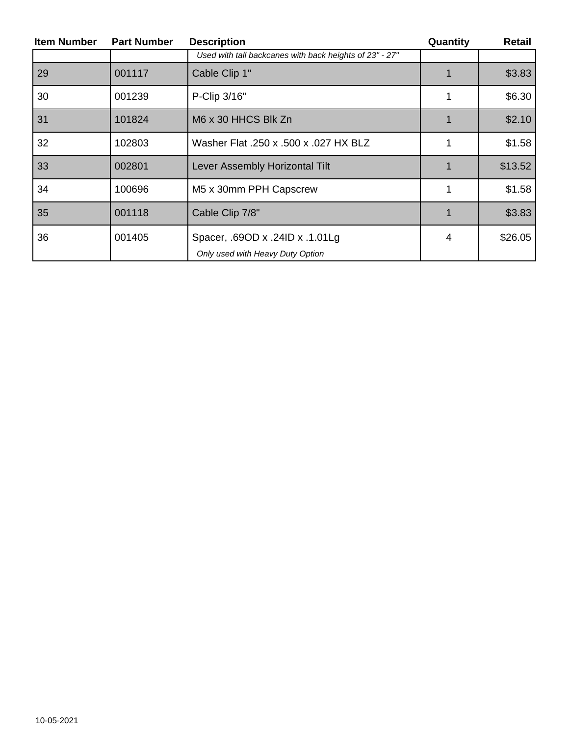| Item Number | Part Number | Description | Quantity | Retail |
|---|---|---|---|---|
| | | *Used with tall backcanes with back heights of 23" - 27"* | | |
| 29 | 001117 | Cable Clip 1" | 1 | $3.83 |
| 30 | 001239 | P-Clip 3/16" | 1 | $6.30 |
| 31 | 101824 | M6 x 30 HHCS Blk Zn | 1 | $2.10 |
| 32 | 102803 | Washer Flat .250 x .500 x .027 HX BLZ | 1 | $1.58 |
| 33 | 002801 | Lever Assembly Horizontal Tilt | 1 | $13.52 |
| 34 | 100696 | M5 x 30mm PPH Capscrew | 1 | $1.58 |
| 35 | 001118 | Cable Clip 7/8" | 1 | $3.83 |
| 36 | 001405 | Spacer, .69OD x .24ID x .1.01Lg *Only used with Heavy Duty Option* | 4 | $26.05 |

10-05-2021